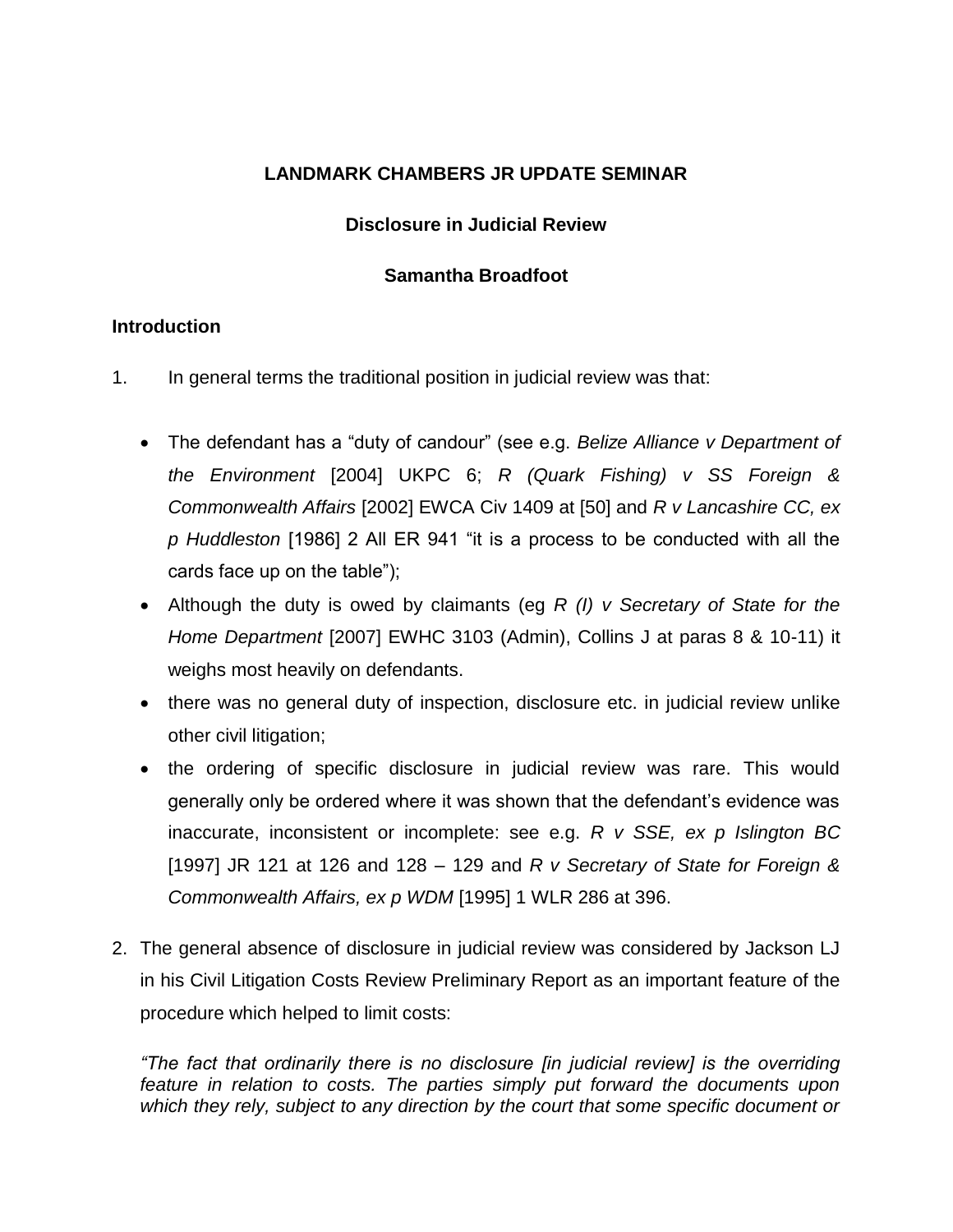**LANDMARK CHAMBERS JR UPDATE SEMINAR**

**Disclosure in Judicial Review**

**Samantha Broadfoot**

## Introduction

1. In general terms the traditional position in judicial review was that:

    - The defendant has a "duty of candour" (see e.g. *Belize Alliance v Department of the Environment* [2004] UKPC 6; *R (Quark Fishing) v SS Foreign & Commonwealth Affairs* [2002] EWCA Civ 1409 at [50] and *R v Lancashire CC, ex p Huddleston* [1986] 2 All ER 941 "it is a process to be conducted with all the cards face up on the table");
    - Although the duty is owed by claimants (eg *R (I) v Secretary of State for the Home Department* [2007] EWHC 3103 (Admin), Collins J at paras 8 & 10-11) it weighs most heavily on defendants.
    - there was no general duty of inspection, disclosure etc. in judicial review unlike other civil litigation;
    - the ordering of specific disclosure in judicial review was rare. This would generally only be ordered where it was shown that the defendant's evidence was inaccurate, inconsistent or incomplete: see e.g. *R v SSE, ex p Islington BC* [1997] JR 121 at 126 and 128 – 129 and *R v Secretary of State for Foreign & Commonwealth Affairs, ex p WDM* [1995] 1 WLR 286 at 396.

2. The general absence of disclosure in judicial review was considered by Jackson LJ in his Civil Litigation Costs Review Preliminary Report as an important feature of the procedure which helped to limit costs:

*"The fact that ordinarily there is no disclosure [in judicial review] is the overriding feature in relation to costs. The parties simply put forward the documents upon which they rely, subject to any direction by the court that some specific document or*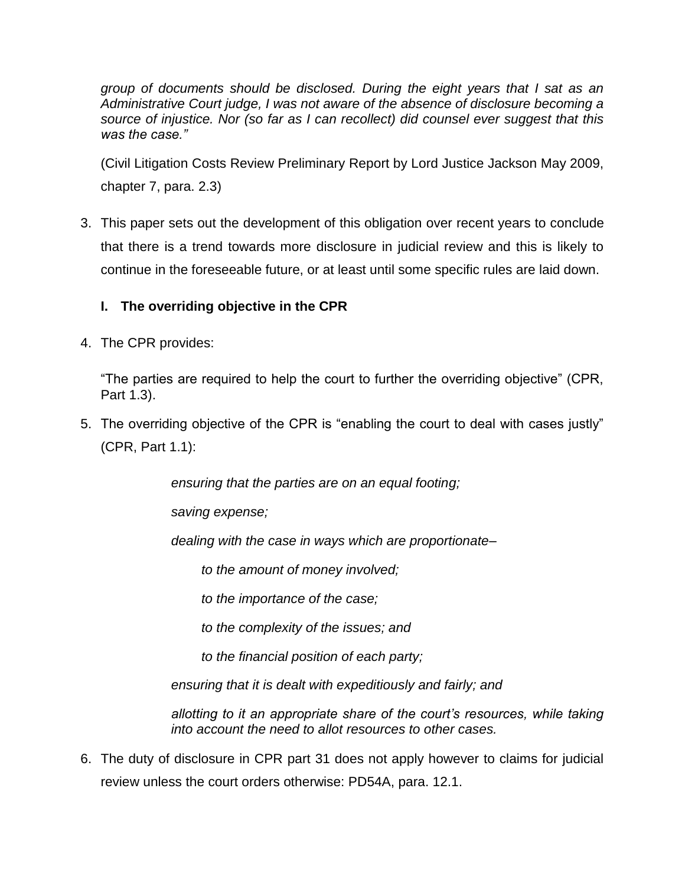*group of documents should be disclosed. During the eight years that I sat as an Administrative Court judge, I was not aware of the absence of disclosure becoming a source of injustice. Nor (so far as I can recollect) did counsel ever suggest that this was the case."*

(Civil Litigation Costs Review Preliminary Report by Lord Justice Jackson May 2009, chapter 7, para. 2.3)

3. This paper sets out the development of this obligation over recent years to conclude that there is a trend towards more disclosure in judicial review and this is likely to continue in the foreseeable future, or at least until some specific rules are laid down.

## I. The overriding objective in the CPR

4. The CPR provides:

   "The parties are required to help the court to further the overriding objective" (CPR, Part 1.3).

5. The overriding objective of the CPR is "enabling the court to deal with cases justly" (CPR, Part 1.1):

   > *ensuring that the parties are on an equal footing;*
   >
   > *saving expense;*
   >
   > *dealing with the case in ways which are proportionate–*
   >
   > > *to the amount of money involved;*
   > >
   > > *to the importance of the case;*
   > >
   > > *to the complexity of the issues; and*
   > >
   > > *to the financial position of each party;*
   >
   > *ensuring that it is dealt with expeditiously and fairly; and*
   >
   > *allotting to it an appropriate share of the court's resources, while taking into account the need to allot resources to other cases.*

6. The duty of disclosure in CPR part 31 does not apply however to claims for judicial review unless the court orders otherwise: PD54A, para. 12.1.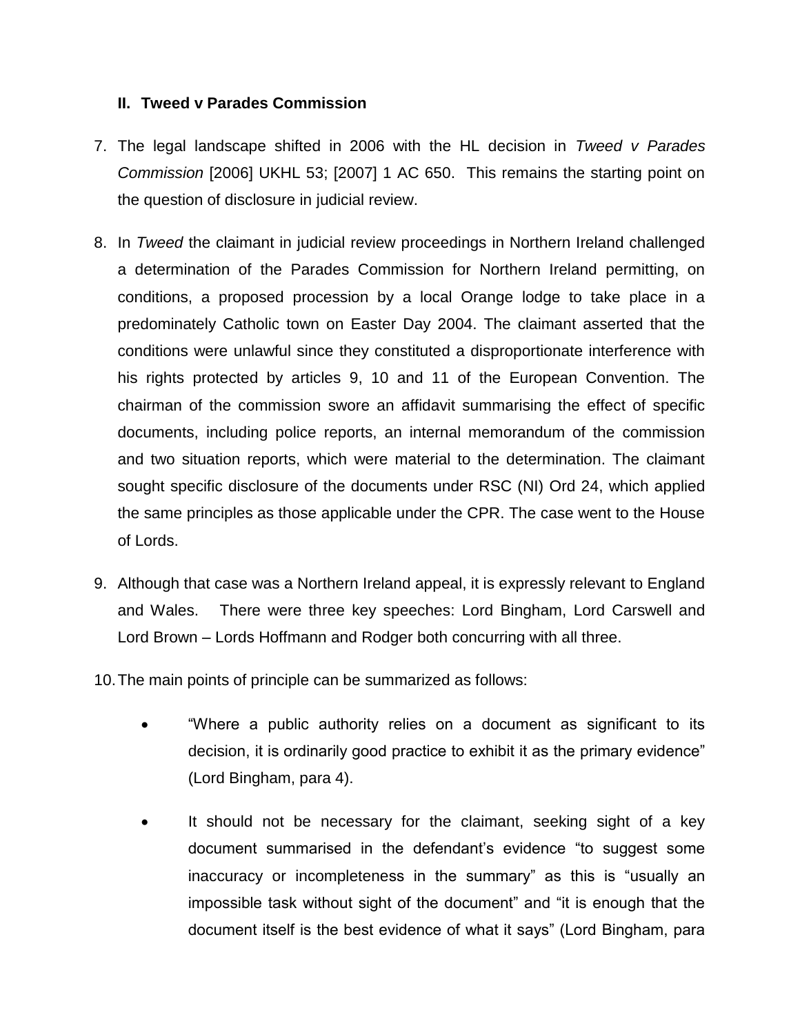### II. Tweed v Parades Commission

7. The legal landscape shifted in 2006 with the HL decision in *Tweed v Parades Commission* [2006] UKHL 53; [2007] 1 AC 650. This remains the starting point on the question of disclosure in judicial review.

8. In *Tweed* the claimant in judicial review proceedings in Northern Ireland challenged a determination of the Parades Commission for Northern Ireland permitting, on conditions, a proposed procession by a local Orange lodge to take place in a predominately Catholic town on Easter Day 2004. The claimant asserted that the conditions were unlawful since they constituted a disproportionate interference with his rights protected by articles 9, 10 and 11 of the European Convention. The chairman of the commission swore an affidavit summarising the effect of specific documents, including police reports, an internal memorandum of the commission and two situation reports, which were material to the determination. The claimant sought specific disclosure of the documents under RSC (NI) Ord 24, which applied the same principles as those applicable under the CPR. The case went to the House of Lords.

9. Although that case was a Northern Ireland appeal, it is expressly relevant to England and Wales. There were three key speeches: Lord Bingham, Lord Carswell and Lord Brown – Lords Hoffmann and Rodger both concurring with all three.

10. The main points of principle can be summarized as follows:

   - "Where a public authority relies on a document as significant to its decision, it is ordinarily good practice to exhibit it as the primary evidence" (Lord Bingham, para 4).

   - It should not be necessary for the claimant, seeking sight of a key document summarised in the defendant's evidence "to suggest some inaccuracy or incompleteness in the summary" as this is "usually an impossible task without sight of the document" and "it is enough that the document itself is the best evidence of what it says" (Lord Bingham, para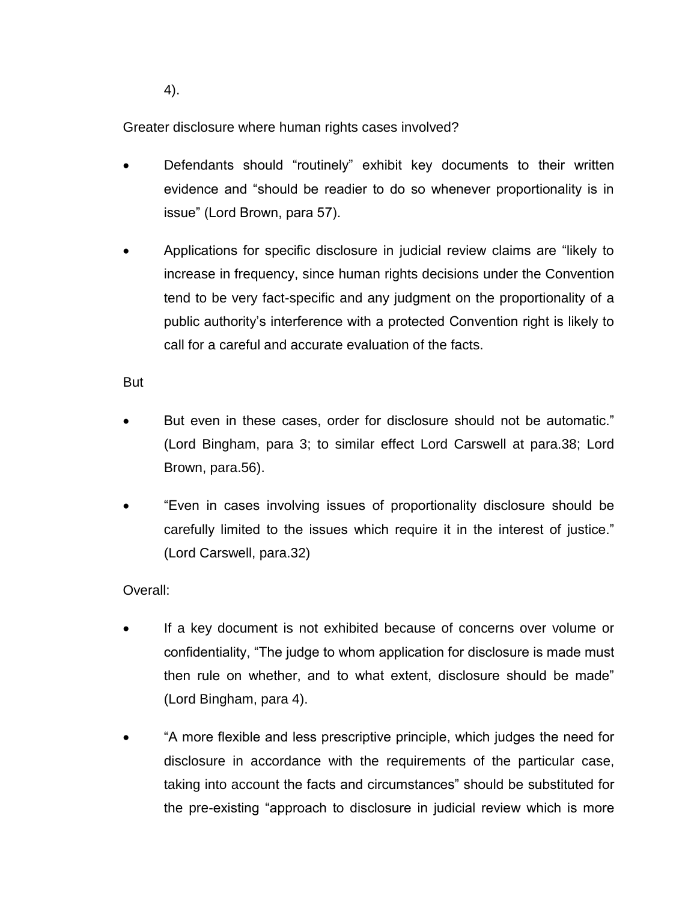4).

Greater disclosure where human rights cases involved?

- Defendants should “routinely” exhibit key documents to their written evidence and “should be readier to do so whenever proportionality is in issue” (Lord Brown, para 57).

- Applications for specific disclosure in judicial review claims are “likely to increase in frequency, since human rights decisions under the Convention tend to be very fact-specific and any judgment on the proportionality of a public authority’s interference with a protected Convention right is likely to call for a careful and accurate evaluation of the facts.

But

- But even in these cases, order for disclosure should not be automatic.” (Lord Bingham, para 3; to similar effect Lord Carswell at para.38; Lord Brown, para.56).

- “Even in cases involving issues of proportionality disclosure should be carefully limited to the issues which require it in the interest of justice.” (Lord Carswell, para.32)

Overall:

- If a key document is not exhibited because of concerns over volume or confidentiality, “The judge to whom application for disclosure is made must then rule on whether, and to what extent, disclosure should be made” (Lord Bingham, para 4).

- “A more flexible and less prescriptive principle, which judges the need for disclosure in accordance with the requirements of the particular case, taking into account the facts and circumstances” should be substituted for the pre-existing “approach to disclosure in judicial review which is more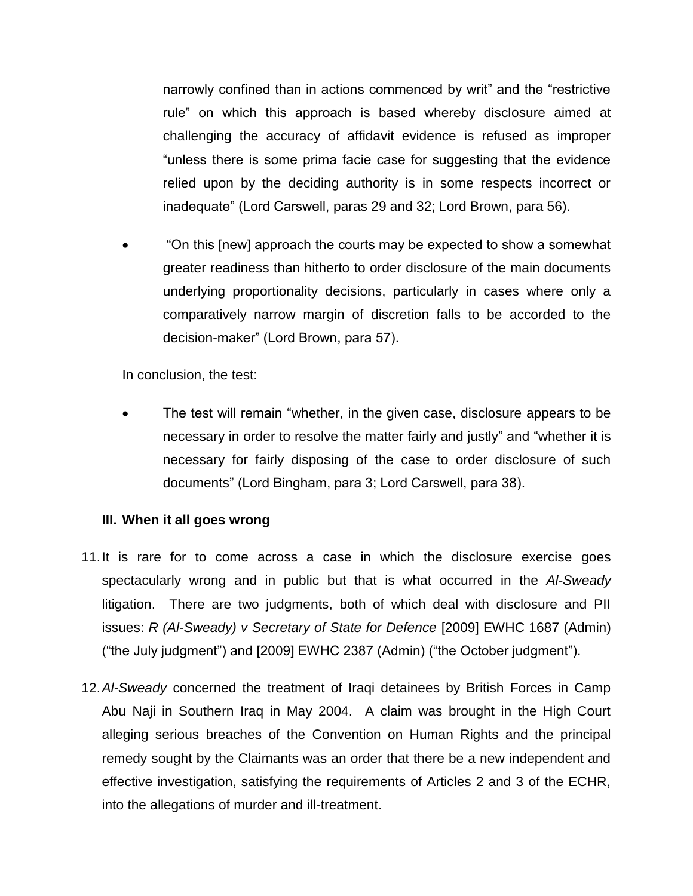narrowly confined than in actions commenced by writ" and the "restrictive rule" on which this approach is based whereby disclosure aimed at challenging the accuracy of affidavit evidence is refused as improper "unless there is some prima facie case for suggesting that the evidence relied upon by the deciding authority is in some respects incorrect or inadequate" (Lord Carswell, paras 29 and 32; Lord Brown, para 56).

- "On this [new] approach the courts may be expected to show a somewhat greater readiness than hitherto to order disclosure of the main documents underlying proportionality decisions, particularly in cases where only a comparatively narrow margin of discretion falls to be accorded to the decision-maker" (Lord Brown, para 57).

In conclusion, the test:

- The test will remain "whether, in the given case, disclosure appears to be necessary in order to resolve the matter fairly and justly" and "whether it is necessary for fairly disposing of the case to order disclosure of such documents" (Lord Bingham, para 3; Lord Carswell, para 38).

### III. When it all goes wrong

11. It is rare for to come across a case in which the disclosure exercise goes spectacularly wrong and in public but that is what occurred in the *Al-Sweady* litigation. There are two judgments, both of which deal with disclosure and PII issues: *R (Al-Sweady) v Secretary of State for Defence* [2009] EWHC 1687 (Admin) ("the July judgment") and [2009] EWHC 2387 (Admin) ("the October judgment").

12. *Al-Sweady* concerned the treatment of Iraqi detainees by British Forces in Camp Abu Naji in Southern Iraq in May 2004. A claim was brought in the High Court alleging serious breaches of the Convention on Human Rights and the principal remedy sought by the Claimants was an order that there be a new independent and effective investigation, satisfying the requirements of Articles 2 and 3 of the ECHR, into the allegations of murder and ill-treatment.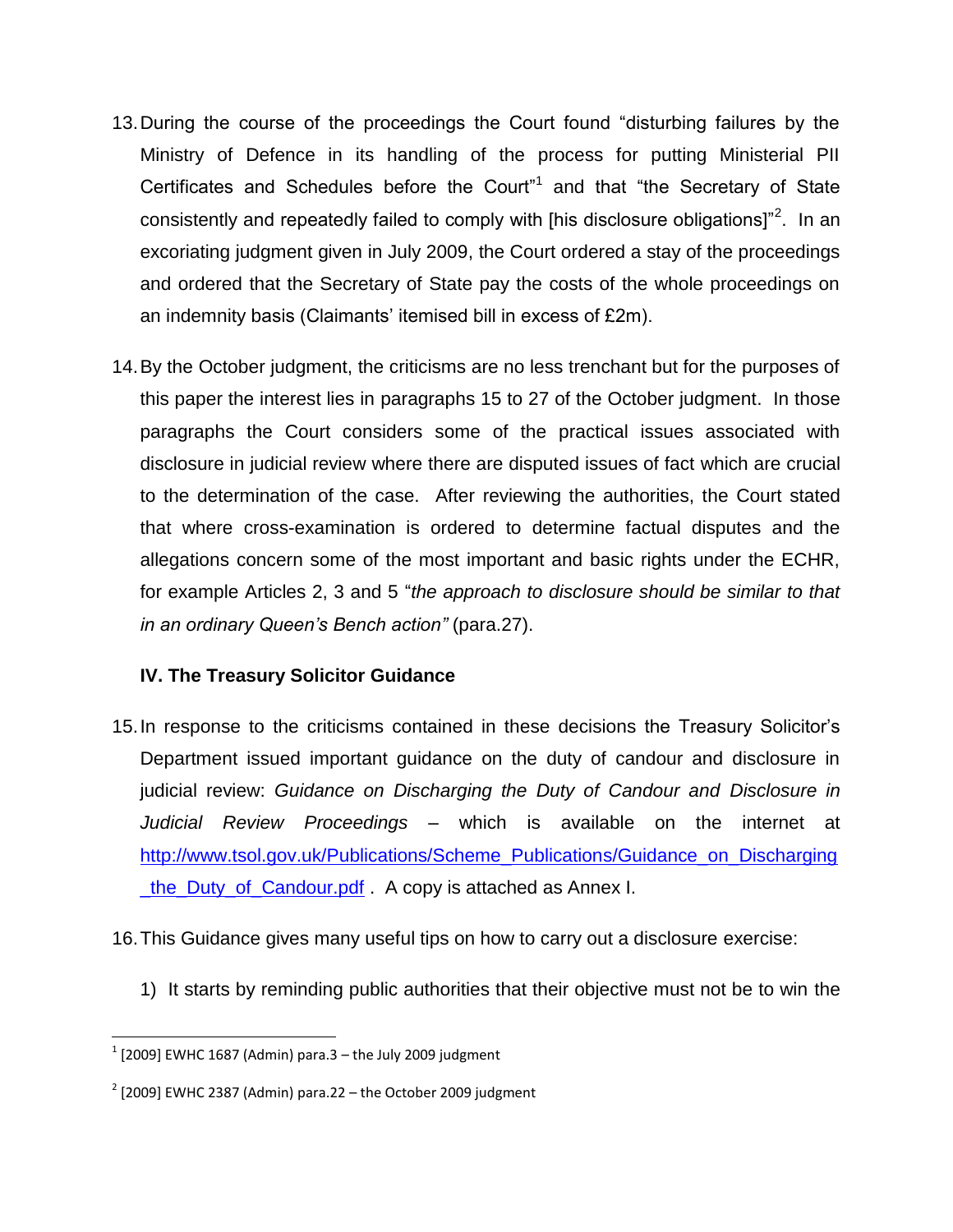13. During the course of the proceedings the Court found "disturbing failures by the Ministry of Defence in its handling of the process for putting Ministerial PII Certificates and Schedules before the Court"[1] and that "the Secretary of State consistently and repeatedly failed to comply with [his disclosure obligations]"[2]. In an excoriating judgment given in July 2009, the Court ordered a stay of the proceedings and ordered that the Secretary of State pay the costs of the whole proceedings on an indemnity basis (Claimants' itemised bill in excess of £2m).

14. By the October judgment, the criticisms are no less trenchant but for the purposes of this paper the interest lies in paragraphs 15 to 27 of the October judgment. In those paragraphs the Court considers some of the practical issues associated with disclosure in judicial review where there are disputed issues of fact which are crucial to the determination of the case. After reviewing the authorities, the Court stated that where cross-examination is ordered to determine factual disputes and the allegations concern some of the most important and basic rights under the ECHR, for example Articles 2, 3 and 5 "*the approach to disclosure should be similar to that in an ordinary Queen's Bench action"* (para.27).

**IV. The Treasury Solicitor Guidance**

15. In response to the criticisms contained in these decisions the Treasury Solicitor's Department issued important guidance on the duty of candour and disclosure in judicial review: *Guidance on Discharging the Duty of Candour and Disclosure in Judicial Review Proceedings* – which is available on the internet at http://www.tsol.gov.uk/Publications/Scheme_Publications/Guidance_on_Discharging_the_Duty_of_Candour.pdf . A copy is attached as Annex I.

16. This Guidance gives many useful tips on how to carry out a disclosure exercise:

    1) It starts by reminding public authorities that their objective must not be to win the

---

[1] [2009] EWHC 1687 (Admin) para.3 – the July 2009 judgment

[2] [2009] EWHC 2387 (Admin) para.22 – the October 2009 judgment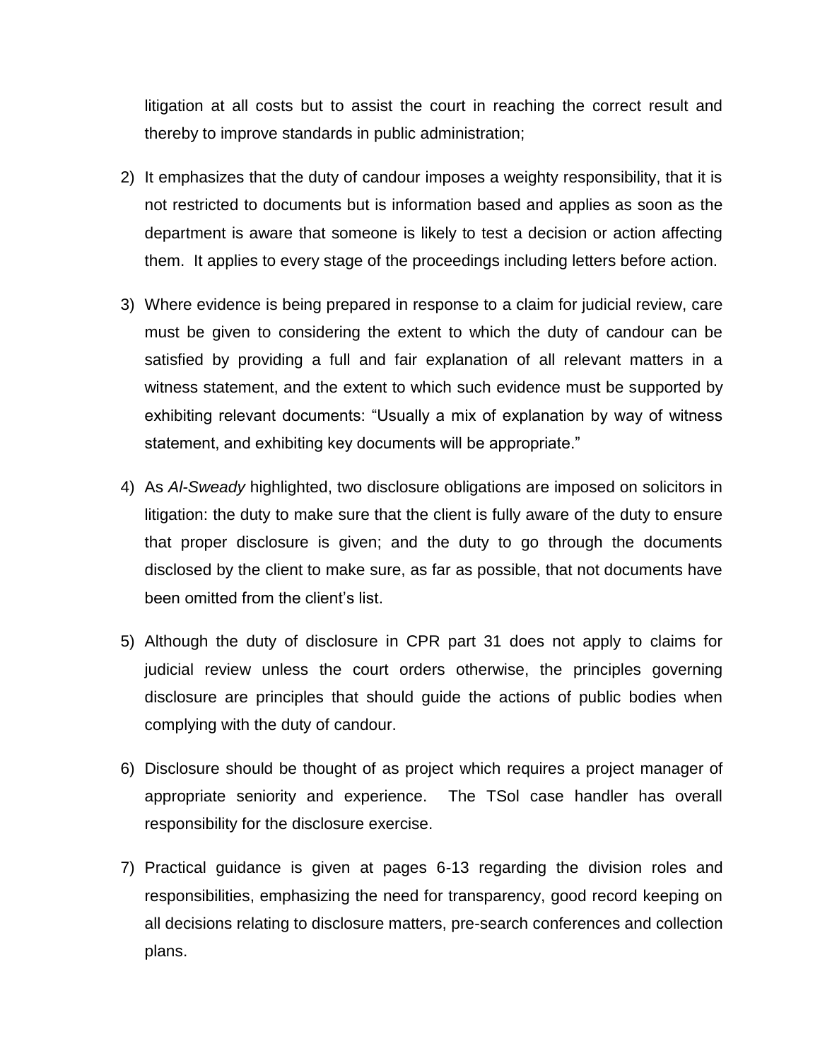litigation at all costs but to assist the court in reaching the correct result and thereby to improve standards in public administration;

2) It emphasizes that the duty of candour imposes a weighty responsibility, that it is not restricted to documents but is information based and applies as soon as the department is aware that someone is likely to test a decision or action affecting them. It applies to every stage of the proceedings including letters before action.

3) Where evidence is being prepared in response to a claim for judicial review, care must be given to considering the extent to which the duty of candour can be satisfied by providing a full and fair explanation of all relevant matters in a witness statement, and the extent to which such evidence must be supported by exhibiting relevant documents: "Usually a mix of explanation by way of witness statement, and exhibiting key documents will be appropriate."

4) As *Al-Sweady* highlighted, two disclosure obligations are imposed on solicitors in litigation: the duty to make sure that the client is fully aware of the duty to ensure that proper disclosure is given; and the duty to go through the documents disclosed by the client to make sure, as far as possible, that not documents have been omitted from the client's list.

5) Although the duty of disclosure in CPR part 31 does not apply to claims for judicial review unless the court orders otherwise, the principles governing disclosure are principles that should guide the actions of public bodies when complying with the duty of candour.

6) Disclosure should be thought of as project which requires a project manager of appropriate seniority and experience. The TSol case handler has overall responsibility for the disclosure exercise.

7) Practical guidance is given at pages 6-13 regarding the division roles and responsibilities, emphasizing the need for transparency, good record keeping on all decisions relating to disclosure matters, pre-search conferences and collection plans.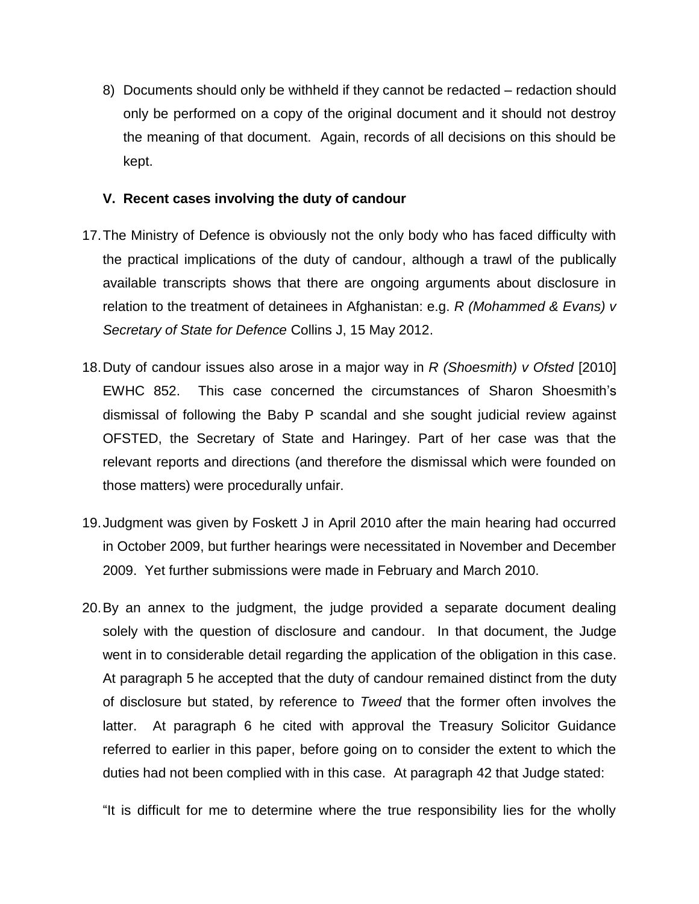8) Documents should only be withheld if they cannot be redacted – redaction should only be performed on a copy of the original document and it should not destroy the meaning of that document. Again, records of all decisions on this should be kept.

## V. Recent cases involving the duty of candour

17. The Ministry of Defence is obviously not the only body who has faced difficulty with the practical implications of the duty of candour, although a trawl of the publically available transcripts shows that there are ongoing arguments about disclosure in relation to the treatment of detainees in Afghanistan: e.g. *R (Mohammed & Evans) v Secretary of State for Defence* Collins J, 15 May 2012.

18. Duty of candour issues also arose in a major way in *R (Shoesmith) v Ofsted* [2010] EWHC 852. This case concerned the circumstances of Sharon Shoesmith's dismissal of following the Baby P scandal and she sought judicial review against OFSTED, the Secretary of State and Haringey. Part of her case was that the relevant reports and directions (and therefore the dismissal which were founded on those matters) were procedurally unfair.

19. Judgment was given by Foskett J in April 2010 after the main hearing had occurred in October 2009, but further hearings were necessitated in November and December 2009. Yet further submissions were made in February and March 2010.

20. By an annex to the judgment, the judge provided a separate document dealing solely with the question of disclosure and candour. In that document, the Judge went in to considerable detail regarding the application of the obligation in this case. At paragraph 5 he accepted that the duty of candour remained distinct from the duty of disclosure but stated, by reference to *Tweed* that the former often involves the latter. At paragraph 6 he cited with approval the Treasury Solicitor Guidance referred to earlier in this paper, before going on to consider the extent to which the duties had not been complied with in this case. At paragraph 42 that Judge stated:

"It is difficult for me to determine where the true responsibility lies for the wholly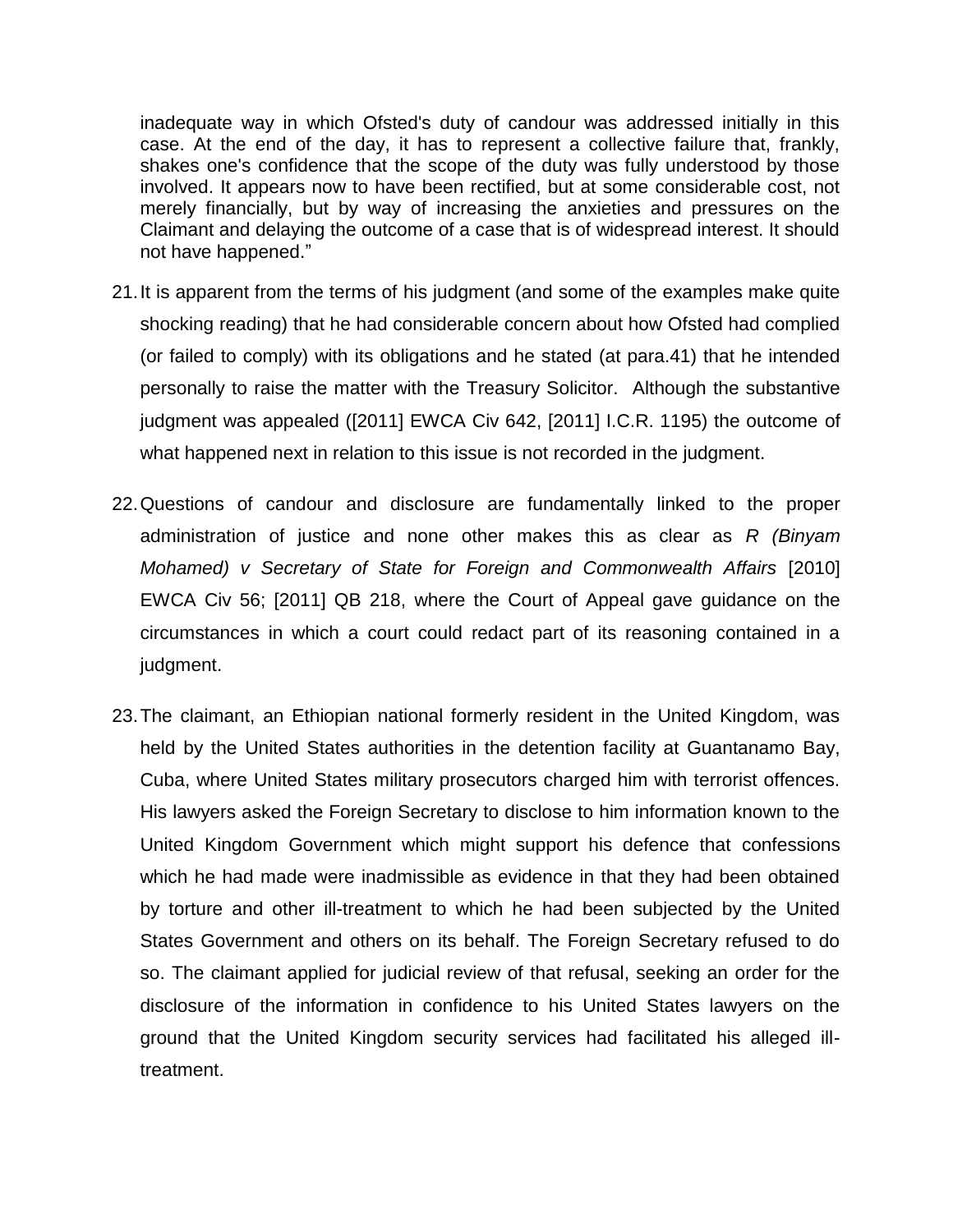inadequate way in which Ofsted's duty of candour was addressed initially in this case. At the end of the day, it has to represent a collective failure that, frankly, shakes one's confidence that the scope of the duty was fully understood by those involved. It appears now to have been rectified, but at some considerable cost, not merely financially, but by way of increasing the anxieties and pressures on the Claimant and delaying the outcome of a case that is of widespread interest. It should not have happened."

21. It is apparent from the terms of his judgment (and some of the examples make quite shocking reading) that he had considerable concern about how Ofsted had complied (or failed to comply) with its obligations and he stated (at para.41) that he intended personally to raise the matter with the Treasury Solicitor. Although the substantive judgment was appealed ([2011] EWCA Civ 642, [2011] I.C.R. 1195) the outcome of what happened next in relation to this issue is not recorded in the judgment.

22. Questions of candour and disclosure are fundamentally linked to the proper administration of justice and none other makes this as clear as *R (Binyam Mohamed) v Secretary of State for Foreign and Commonwealth Affairs* [2010] EWCA Civ 56; [2011] QB 218, where the Court of Appeal gave guidance on the circumstances in which a court could redact part of its reasoning contained in a judgment.

23. The claimant, an Ethiopian national formerly resident in the United Kingdom, was held by the United States authorities in the detention facility at Guantanamo Bay, Cuba, where United States military prosecutors charged him with terrorist offences. His lawyers asked the Foreign Secretary to disclose to him information known to the United Kingdom Government which might support his defence that confessions which he had made were inadmissible as evidence in that they had been obtained by torture and other ill-treatment to which he had been subjected by the United States Government and others on its behalf. The Foreign Secretary refused to do so. The claimant applied for judicial review of that refusal, seeking an order for the disclosure of the information in confidence to his United States lawyers on the ground that the United Kingdom security services had facilitated his alleged ill-treatment.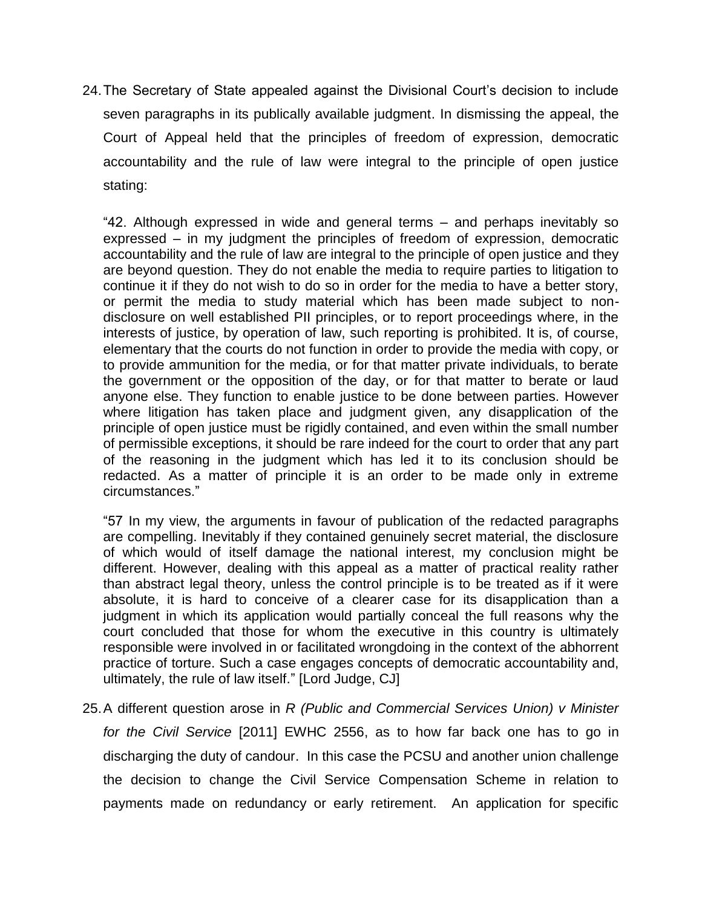24. The Secretary of State appealed against the Divisional Court's decision to include seven paragraphs in its publically available judgment. In dismissing the appeal, the Court of Appeal held that the principles of freedom of expression, democratic accountability and the rule of law were integral to the principle of open justice stating:

> "42. Although expressed in wide and general terms – and perhaps inevitably so expressed – in my judgment the principles of freedom of expression, democratic accountability and the rule of law are integral to the principle of open justice and they are beyond question. They do not enable the media to require parties to litigation to continue it if they do not wish to do so in order for the media to have a better story, or permit the media to study material which has been made subject to non-disclosure on well established PII principles, or to report proceedings where, in the interests of justice, by operation of law, such reporting is prohibited. It is, of course, elementary that the courts do not function in order to provide the media with copy, or to provide ammunition for the media, or for that matter private individuals, to berate the government or the opposition of the day, or for that matter to berate or laud anyone else. They function to enable justice to be done between parties. However where litigation has taken place and judgment given, any disapplication of the principle of open justice must be rigidly contained, and even within the small number of permissible exceptions, it should be rare indeed for the court to order that any part of the reasoning in the judgment which has led it to its conclusion should be redacted. As a matter of principle it is an order to be made only in extreme circumstances."

> "57 In my view, the arguments in favour of publication of the redacted paragraphs are compelling. Inevitably if they contained genuinely secret material, the disclosure of which would of itself damage the national interest, my conclusion might be different. However, dealing with this appeal as a matter of practical reality rather than abstract legal theory, unless the control principle is to be treated as if it were absolute, it is hard to conceive of a clearer case for its disapplication than a judgment in which its application would partially conceal the full reasons why the court concluded that those for whom the executive in this country is ultimately responsible were involved in or facilitated wrongdoing in the context of the abhorrent practice of torture. Such a case engages concepts of democratic accountability and, ultimately, the rule of law itself." [Lord Judge, CJ]

25. A different question arose in *R (Public and Commercial Services Union) v Minister for the Civil Service* [2011] EWHC 2556, as to how far back one has to go in discharging the duty of candour. In this case the PCSU and another union challenge the decision to change the Civil Service Compensation Scheme in relation to payments made on redundancy or early retirement. An application for specific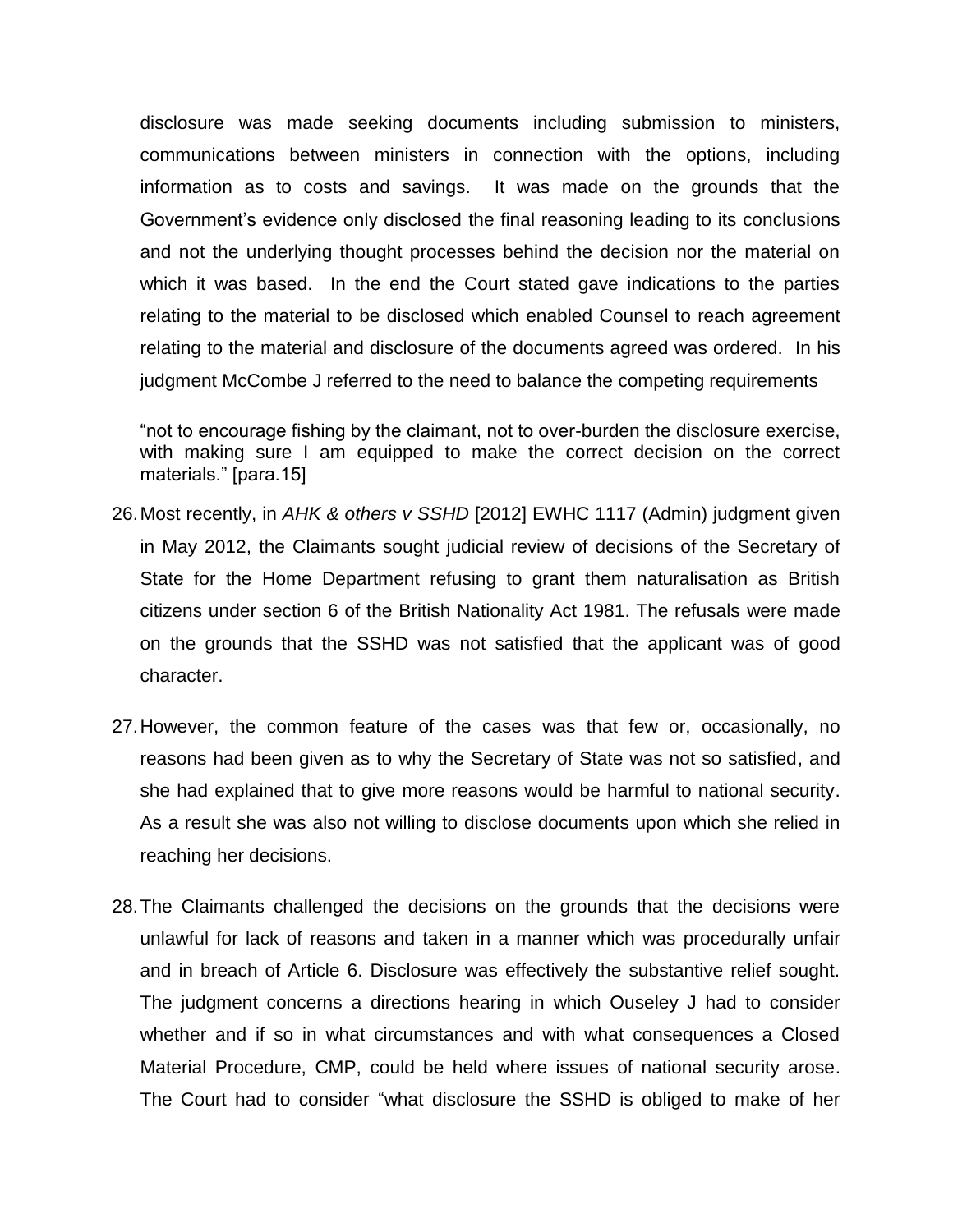disclosure was made seeking documents including submission to ministers, communications between ministers in connection with the options, including information as to costs and savings. It was made on the grounds that the Government's evidence only disclosed the final reasoning leading to its conclusions and not the underlying thought processes behind the decision nor the material on which it was based. In the end the Court stated gave indications to the parties relating to the material to be disclosed which enabled Counsel to reach agreement relating to the material and disclosure of the documents agreed was ordered. In his judgment McCombe J referred to the need to balance the competing requirements

> "not to encourage fishing by the claimant, not to over-burden the disclosure exercise, with making sure I am equipped to make the correct decision on the correct materials." [para.15]

26. Most recently, in *AHK & others v SSHD* [2012] EWHC 1117 (Admin) judgment given in May 2012, the Claimants sought judicial review of decisions of the Secretary of State for the Home Department refusing to grant them naturalisation as British citizens under section 6 of the British Nationality Act 1981. The refusals were made on the grounds that the SSHD was not satisfied that the applicant was of good character.

27. However, the common feature of the cases was that few or, occasionally, no reasons had been given as to why the Secretary of State was not so satisfied, and she had explained that to give more reasons would be harmful to national security. As a result she was also not willing to disclose documents upon which she relied in reaching her decisions.

28. The Claimants challenged the decisions on the grounds that the decisions were unlawful for lack of reasons and taken in a manner which was procedurally unfair and in breach of Article 6. Disclosure was effectively the substantive relief sought. The judgment concerns a directions hearing in which Ouseley J had to consider whether and if so in what circumstances and with what consequences a Closed Material Procedure, CMP, could be held where issues of national security arose. The Court had to consider "what disclosure the SSHD is obliged to make of her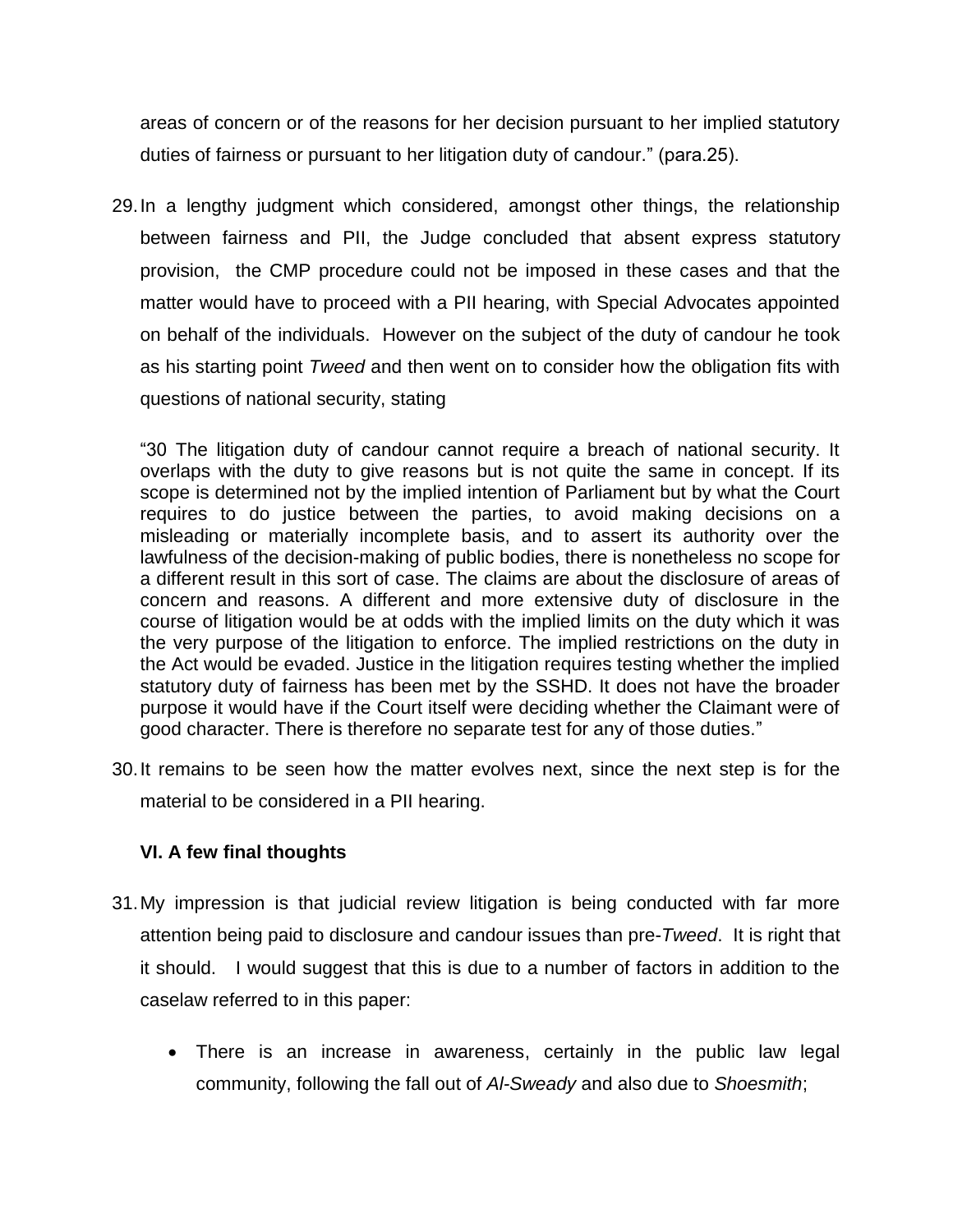areas of concern or of the reasons for her decision pursuant to her implied statutory duties of fairness or pursuant to her litigation duty of candour." (para.25).

29. In a lengthy judgment which considered, amongst other things, the relationship between fairness and PII, the Judge concluded that absent express statutory provision, the CMP procedure could not be imposed in these cases and that the matter would have to proceed with a PII hearing, with Special Advocates appointed on behalf of the individuals. However on the subject of the duty of candour he took as his starting point *Tweed* and then went on to consider how the obligation fits with questions of national security, stating

> "30 The litigation duty of candour cannot require a breach of national security. It overlaps with the duty to give reasons but is not quite the same in concept. If its scope is determined not by the implied intention of Parliament but by what the Court requires to do justice between the parties, to avoid making decisions on a misleading or materially incomplete basis, and to assert its authority over the lawfulness of the decision-making of public bodies, there is nonetheless no scope for a different result in this sort of case. The claims are about the disclosure of areas of concern and reasons. A different and more extensive duty of disclosure in the course of litigation would be at odds with the implied limits on the duty which it was the very purpose of the litigation to enforce. The implied restrictions on the duty in the Act would be evaded. Justice in the litigation requires testing whether the implied statutory duty of fairness has been met by the SSHD. It does not have the broader purpose it would have if the Court itself were deciding whether the Claimant were of good character. There is therefore no separate test for any of those duties."

30. It remains to be seen how the matter evolves next, since the next step is for the material to be considered in a PII hearing.

### VI. A few final thoughts

31. My impression is that judicial review litigation is being conducted with far more attention being paid to disclosure and candour issues than pre-*Tweed*. It is right that it should. I would suggest that this is due to a number of factors in addition to the caselaw referred to in this paper:

- There is an increase in awareness, certainly in the public law legal community, following the fall out of *Al-Sweady* and also due to *Shoesmith*;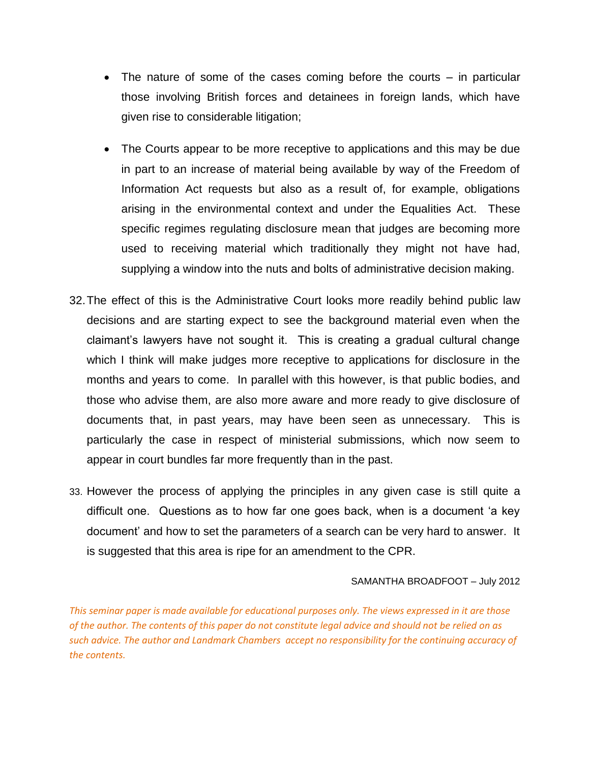- The nature of some of the cases coming before the courts – in particular those involving British forces and detainees in foreign lands, which have given rise to considerable litigation;

- The Courts appear to be more receptive to applications and this may be due in part to an increase of material being available by way of the Freedom of Information Act requests but also as a result of, for example, obligations arising in the environmental context and under the Equalities Act. These specific regimes regulating disclosure mean that judges are becoming more used to receiving material which traditionally they might not have had, supplying a window into the nuts and bolts of administrative decision making.

32. The effect of this is the Administrative Court looks more readily behind public law decisions and are starting expect to see the background material even when the claimant's lawyers have not sought it. This is creating a gradual cultural change which I think will make judges more receptive to applications for disclosure in the months and years to come. In parallel with this however, is that public bodies, and those who advise them, are also more aware and more ready to give disclosure of documents that, in past years, may have been seen as unnecessary. This is particularly the case in respect of ministerial submissions, which now seem to appear in court bundles far more frequently than in the past.

33. However the process of applying the principles in any given case is still quite a difficult one. Questions as to how far one goes back, when is a document 'a key document' and how to set the parameters of a search can be very hard to answer. It is suggested that this area is ripe for an amendment to the CPR.

SAMANTHA BROADFOOT – July 2012

*This seminar paper is made available for educational purposes only. The views expressed in it are those of the author. The contents of this paper do not constitute legal advice and should not be relied on as such advice. The author and Landmark Chambers accept no responsibility for the continuing accuracy of the contents.*